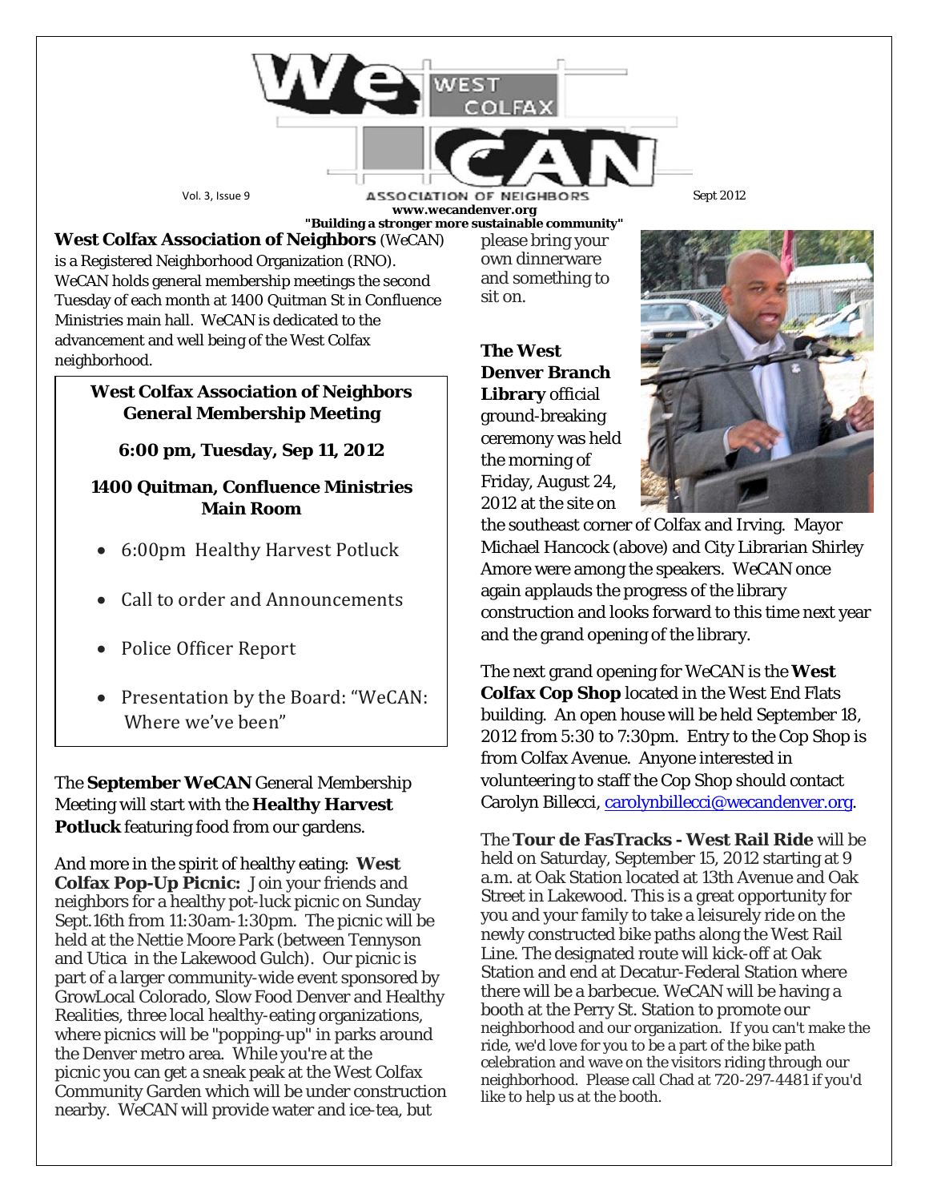# WeCAN — West Colfax Association of Neighbors

Vol. 3, Issue 9 | Sept 2012

www.wecandenver.org

"Building a stronger more sustainable community"

**West Colfax Association of Neighbors** (WeCAN) is a Registered Neighborhood Organization (RNO). WeCAN holds general membership meetings the second Tuesday of each month at 1400 Quitman St in Confluence Ministries main hall. WeCAN is dedicated to the advancement and well being of the West Colfax neighborhood.

> **West Colfax Association of Neighbors General Membership Meeting**
>
> **6:00 pm, Tuesday, Sep 11, 2012**
>
> **1400 Quitman, Confluence Ministries Main Room**
>
> - 6:00pm Healthy Harvest Potluck
> - Call to order and Announcements
> - Police Officer Report
> - Presentation by the Board: "WeCAN: Where we've been"

The **September WeCAN** General Membership Meeting will start with the **Healthy Harvest Potluck** featuring food from our gardens.

And more in the spirit of healthy eating: **West Colfax Pop-Up Picnic:** Join your friends and neighbors for a healthy pot-luck picnic on Sunday Sept.16th from 11:30am-1:30pm. The picnic will be held at the Nettie Moore Park (between Tennyson and Utica in the Lakewood Gulch). Our picnic is part of a larger community-wide event sponsored by GrowLocal Colorado, Slow Food Denver and Healthy Realities, three local healthy-eating organizations, where picnics will be "popping-up" in parks around the Denver metro area. While you're at the picnic you can get a sneak peak at the West Colfax Community Garden which will be under construction nearby. WeCAN will provide water and ice-tea, but please bring your own dinnerware and something to sit on.

**The West Denver Branch Library** official ground-breaking ceremony was held the morning of Friday, August 24, 2012 at the site on the southeast corner of Colfax and Irving. Mayor Michael Hancock (above) and City Librarian Shirley Amore were among the speakers. WeCAN once again applauds the progress of the library construction and looks forward to this time next year and the grand opening of the library.

The next grand opening for WeCAN is the **West Colfax Cop Shop** located in the West End Flats building. An open house will be held September 18, 2012 from 5:30 to 7:30pm. Entry to the Cop Shop is from Colfax Avenue. Anyone interested in volunteering to staff the Cop Shop should contact Carolyn Billecci, carolynbillecci@wecandenver.org.

The **Tour de FasTracks - West Rail Ride** will be held on Saturday, September 15, 2012 starting at 9 a.m. at Oak Station located at 13th Avenue and Oak Street in Lakewood. This is a great opportunity for you and your family to take a leisurely ride on the newly constructed bike paths along the West Rail Line. The designated route will kick-off at Oak Station and end at Decatur-Federal Station where there will be a barbecue. WeCAN will be having a booth at the Perry St. Station to promote our neighborhood and our organization. If you can't make the ride, we'd love for you to be a part of the bike path celebration and wave on the visitors riding through our neighborhood. Please call Chad at 720-297-4481 if you'd like to help us at the booth.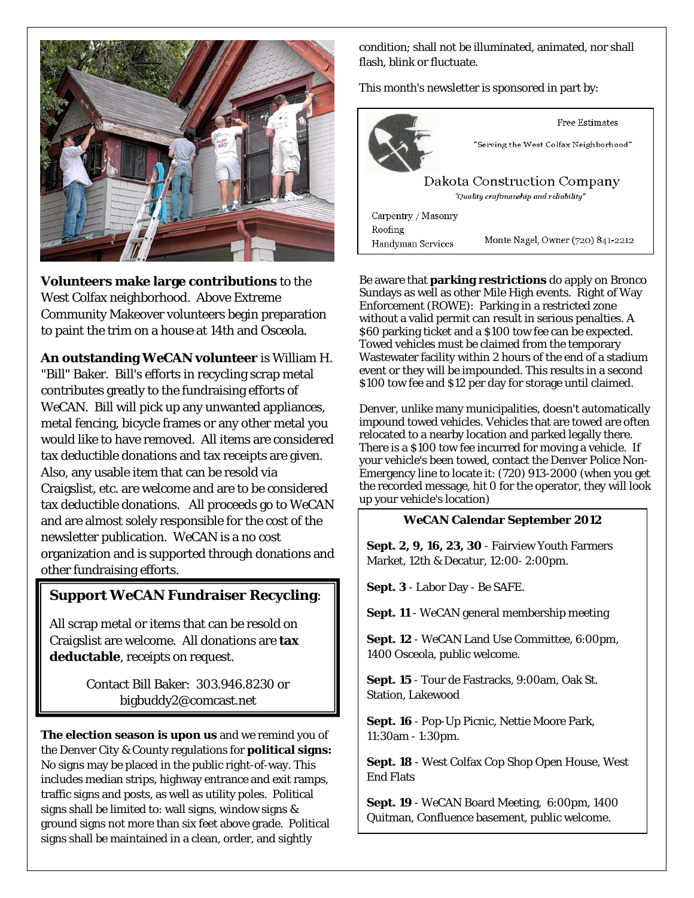**Volunteers make large contributions** to the West Colfax neighborhood. Above Extreme Community Makeover volunteers begin preparation to paint the trim on a house at 14th and Osceola.

**An outstanding WeCAN volunteer** is William H. "Bill" Baker. Bill's efforts in recycling scrap metal contributes greatly to the fundraising efforts of WeCAN. Bill will pick up any unwanted appliances, metal fencing, bicycle frames or any other metal you would like to have removed. All items are considered tax deductible donations and tax receipts are given. Also, any usable item that can be resold via Craigslist, etc. are welcome and are to be considered tax deductible donations. All proceeds go to WeCAN and are almost solely responsible for the cost of the newsletter publication. WeCAN is a no cost organization and is supported through donations and other fundraising efforts.

## Support WeCAN Fundraiser Recycling:

All scrap metal or items that can be resold on Craigslist are welcome. All donations are **tax deductable**, receipts on request.

Contact Bill Baker: 303.946.8230 or bigbuddy2@comcast.net

**The election season is upon us** and we remind you of the Denver City & County regulations for **political signs:** No signs may be placed in the public right-of-way. This includes median strips, highway entrance and exit ramps, traffic signs and posts, as well as utility poles. Political signs shall be limited to: wall signs, window signs & ground signs not more than six feet above grade. Political signs shall be maintained in a clean, order, and sightly condition; shall not be illuminated, animated, nor shall flash, blink or fluctuate.

This month's newsletter is sponsored in part by:

Free Estimates

"Serving the West Colfax Neighborhood"

Dakota Construction Company

*"Quality craftmanship and reliability"*

Carpentry / Masonry
Roofing
Handyman Services

Monte Nagel, Owner (720) 841-2212

Be aware that **parking restrictions** do apply on Bronco Sundays as well as other Mile High events. Right of Way Enforcement (ROWE): Parking in a restricted zone without a valid permit can result in serious penalties. A $60 parking ticket and a $100 tow fee can be expected. Towed vehicles must be claimed from the temporary Wastewater facility within 2 hours of the end of a stadium event or they will be impounded. This results in a second $100 tow fee and $12 per day for storage until claimed.

Denver, unlike many municipalities, doesn't automatically impound towed vehicles. Vehicles that are towed are often relocated to a nearby location and parked legally there. There is a $100 tow fee incurred for moving a vehicle. If your vehicle's been towed, contact the Denver Police Non-Emergency line to locate it: (720) 913-2000 (when you get the recorded message, hit 0 for the operator, they will look up your vehicle's location)

## WeCAN Calendar September 2012

**Sept. 2, 9, 16, 23, 30** - Fairview Youth Farmers Market, 12th & Decatur, 12:00- 2:00pm.

**Sept. 3** - Labor Day - Be SAFE.

**Sept. 11** - WeCAN general membership meeting

**Sept. 12** - WeCAN Land Use Committee, 6:00pm, 1400 Osceola, public welcome.

**Sept. 15** - Tour de Fastracks, 9:00am, Oak St. Station, Lakewood

**Sept. 16** - Pop-Up Picnic, Nettie Moore Park, 11:30am - 1:30pm.

**Sept. 18** - West Colfax Cop Shop Open House, West End Flats

**Sept. 19** - WeCAN Board Meeting, 6:00pm, 1400 Quitman, Confluence basement, public welcome.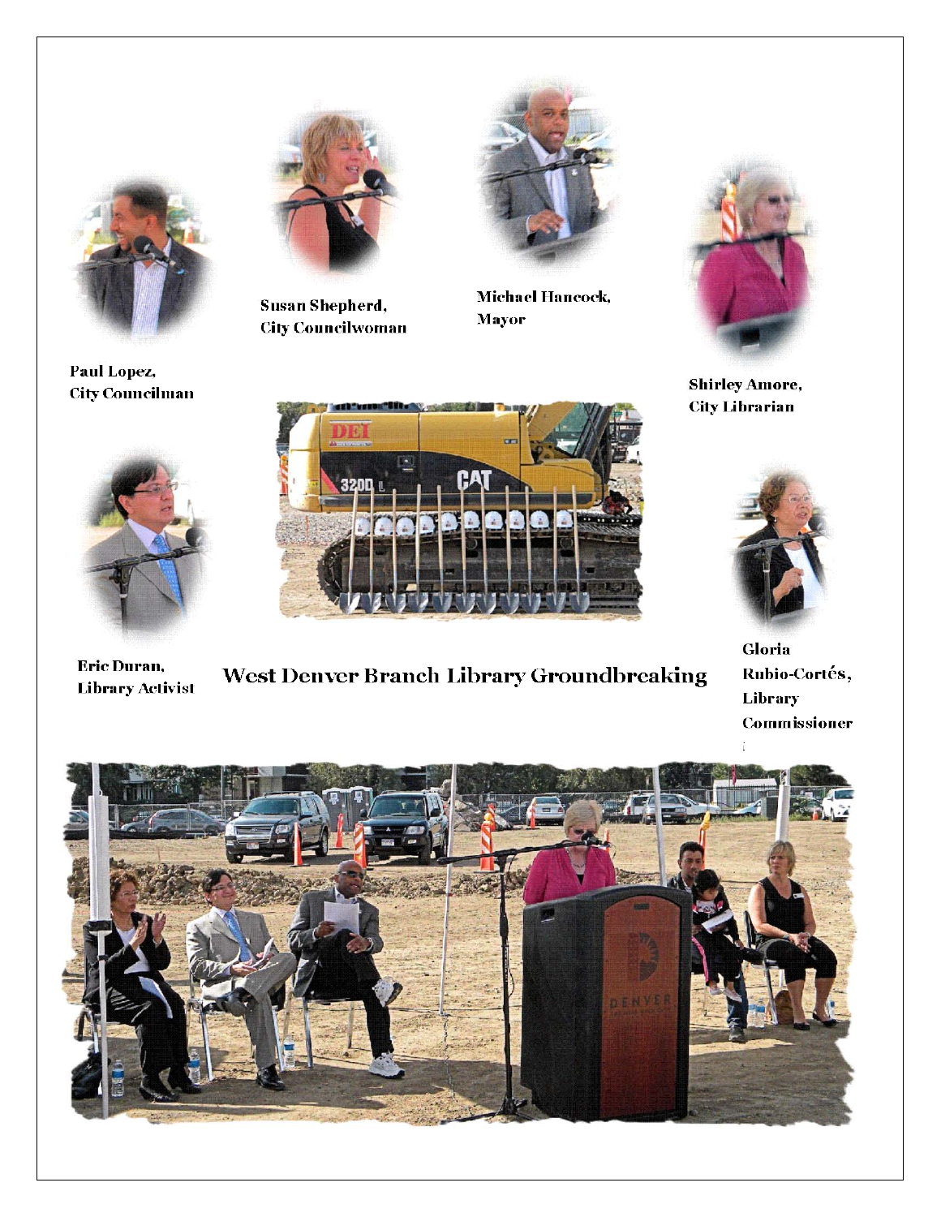Paul Lopez,
City Councilman

Susan Shepherd,
City Councilwoman

Michael Hancock,
Mayor

Shirley Amore,
City Librarian

Eric Duran,
Library Activist

# West Denver Branch Library Groundbreaking

Gloria
Rubio-Cortés,
Library
Commissioner